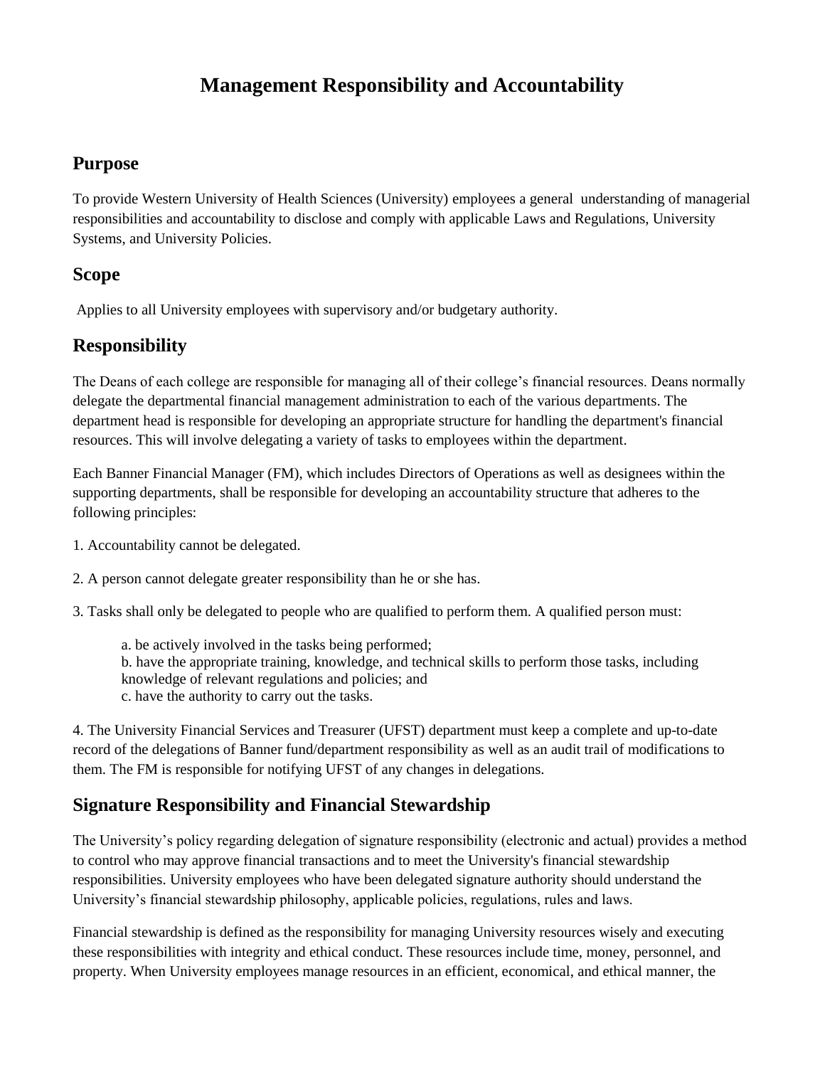# Management Responsibility and Accountability

## Purpose

To provide Western University of Health Sciences (University) employees a general understanding of managerial responsibilities and accountability to disclose and comply with applicable Laws and Regulations, University Systems, and University Policies.

## Scope

Applies to all University employees with supervisory and/or budgetary authority.

## Responsibility

The Deans of each college are responsible for managing all of their college's financial resources. Deans normally delegate the departmental financial management administration to each of the various departments. The department head is responsible for developing an appropriate structure for handling the department's financial resources. This will involve delegating a variety of tasks to employees within the department.

Each Banner Financial Manager (FM), which includes Directors of Operations as well as designees within the supporting departments, shall be responsible for developing an accountability structure that adheres to the following principles:

1. Accountability cannot be delegated.

2. A person cannot delegate greater responsibility than he or she has.

3. Tasks shall only be delegated to people who are qualified to perform them. A qualified person must:

   a. be actively involved in the tasks being performed;
   b. have the appropriate training, knowledge, and technical skills to perform those tasks, including knowledge of relevant regulations and policies; and
   c. have the authority to carry out the tasks.

4. The University Financial Services and Treasurer (UFST) department must keep a complete and up-to-date record of the delegations of Banner fund/department responsibility as well as an audit trail of modifications to them. The FM is responsible for notifying UFST of any changes in delegations.

## Signature Responsibility and Financial Stewardship

The University's policy regarding delegation of signature responsibility (electronic and actual) provides a method to control who may approve financial transactions and to meet the University's financial stewardship responsibilities. University employees who have been delegated signature authority should understand the University's financial stewardship philosophy, applicable policies, regulations, rules and laws.

Financial stewardship is defined as the responsibility for managing University resources wisely and executing these responsibilities with integrity and ethical conduct. These resources include time, money, personnel, and property. When University employees manage resources in an efficient, economical, and ethical manner, the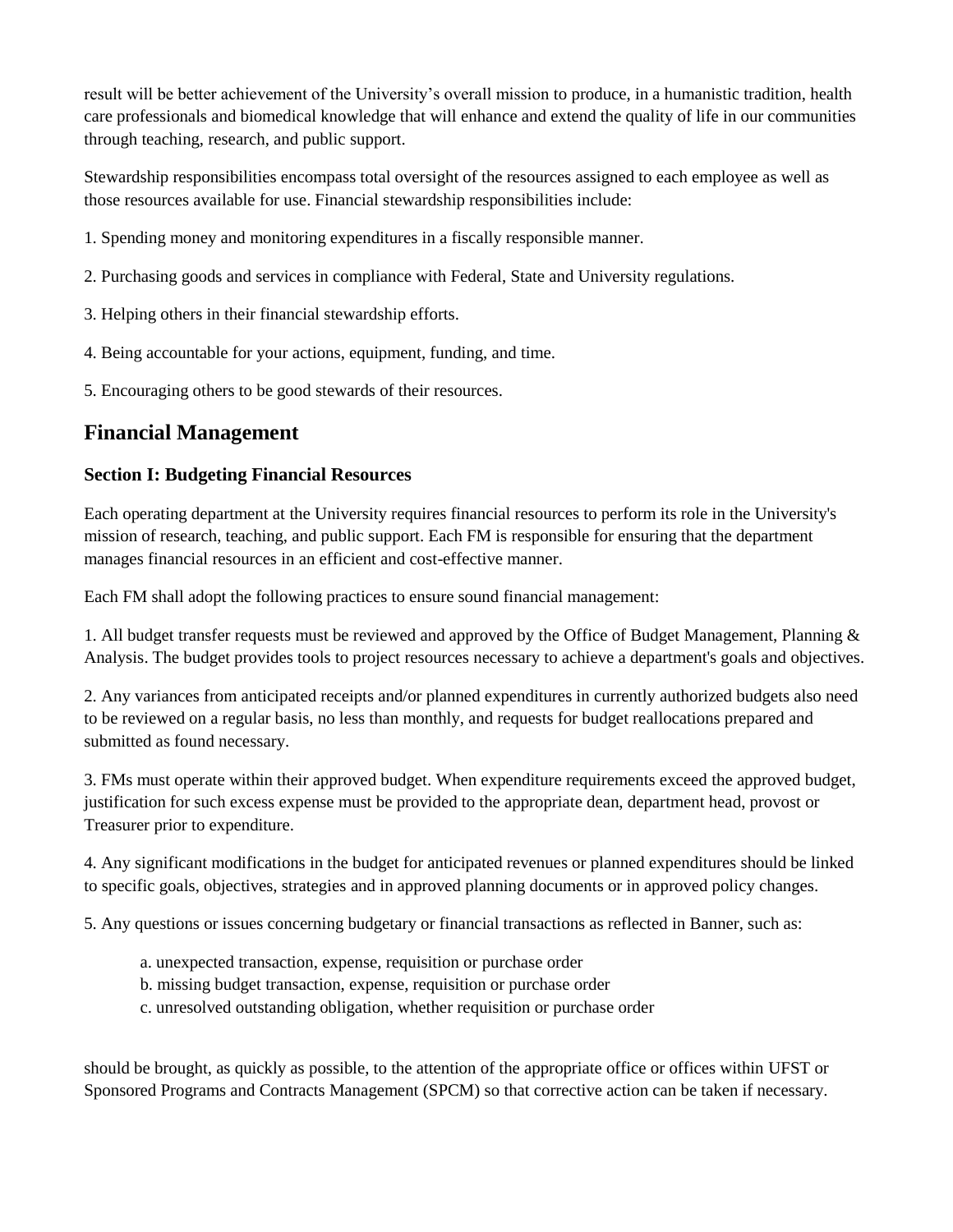result will be better achievement of the University's overall mission to produce, in a humanistic tradition, health care professionals and biomedical knowledge that will enhance and extend the quality of life in our communities through teaching, research, and public support.

Stewardship responsibilities encompass total oversight of the resources assigned to each employee as well as those resources available for use. Financial stewardship responsibilities include:

1. Spending money and monitoring expenditures in a fiscally responsible manner.

2. Purchasing goods and services in compliance with Federal, State and University regulations.

3. Helping others in their financial stewardship efforts.

4. Being accountable for your actions, equipment, funding, and time.

5. Encouraging others to be good stewards of their resources.

## Financial Management

### Section I: Budgeting Financial Resources

Each operating department at the University requires financial resources to perform its role in the University's mission of research, teaching, and public support. Each FM is responsible for ensuring that the department manages financial resources in an efficient and cost-effective manner.

Each FM shall adopt the following practices to ensure sound financial management:

1. All budget transfer requests must be reviewed and approved by the Office of Budget Management, Planning & Analysis. The budget provides tools to project resources necessary to achieve a department's goals and objectives.

2. Any variances from anticipated receipts and/or planned expenditures in currently authorized budgets also need to be reviewed on a regular basis, no less than monthly, and requests for budget reallocations prepared and submitted as found necessary.

3. FMs must operate within their approved budget. When expenditure requirements exceed the approved budget, justification for such excess expense must be provided to the appropriate dean, department head, provost or Treasurer prior to expenditure.

4. Any significant modifications in the budget for anticipated revenues or planned expenditures should be linked to specific goals, objectives, strategies and in approved planning documents or in approved policy changes.

5. Any questions or issues concerning budgetary or financial transactions as reflected in Banner, such as:

   a. unexpected transaction, expense, requisition or purchase order
   b. missing budget transaction, expense, requisition or purchase order
   c. unresolved outstanding obligation, whether requisition or purchase order

should be brought, as quickly as possible, to the attention of the appropriate office or offices within UFST or Sponsored Programs and Contracts Management (SPCM) so that corrective action can be taken if necessary.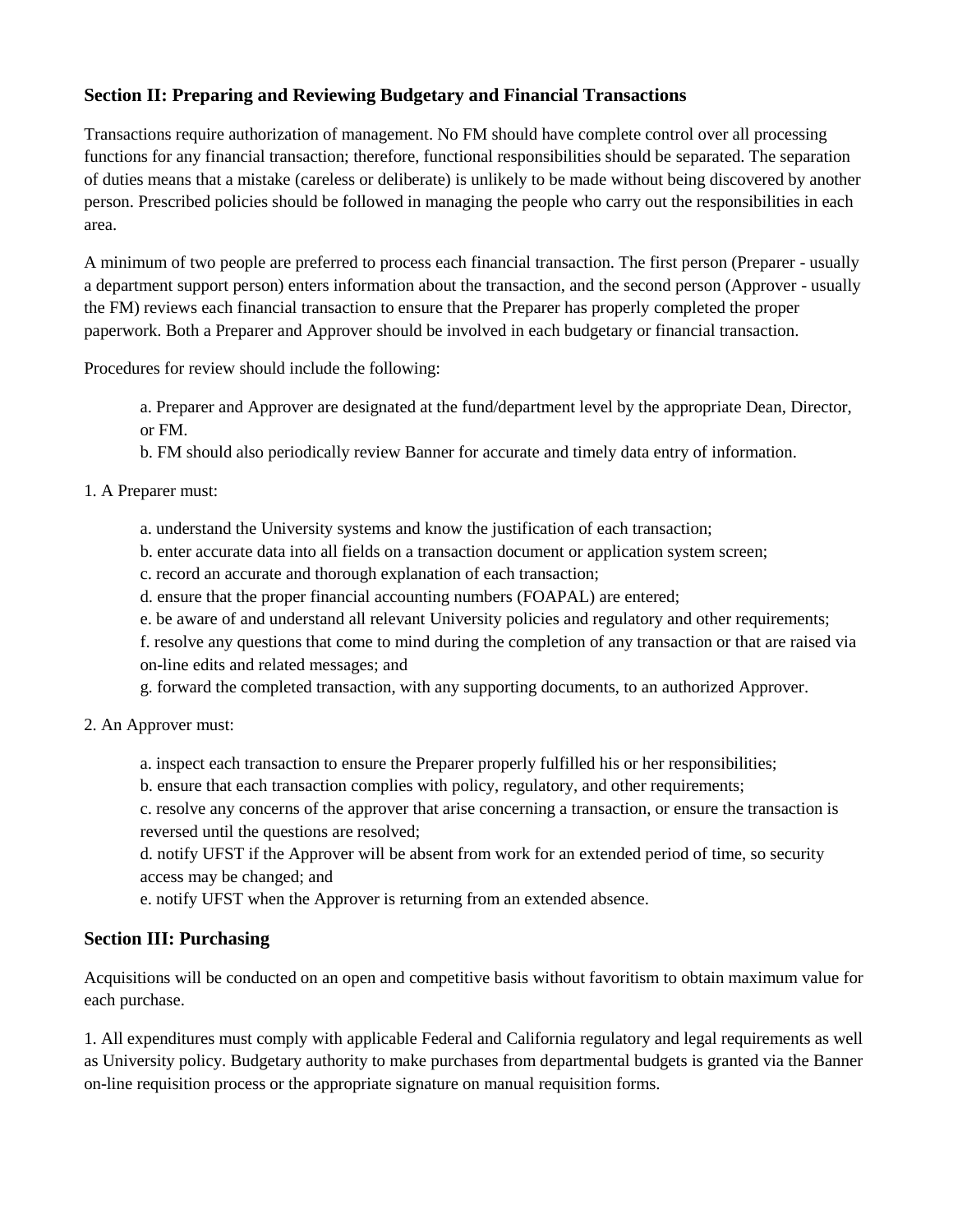## Section II: Preparing and Reviewing Budgetary and Financial Transactions

Transactions require authorization of management. No FM should have complete control over all processing functions for any financial transaction; therefore, functional responsibilities should be separated. The separation of duties means that a mistake (careless or deliberate) is unlikely to be made without being discovered by another person. Prescribed policies should be followed in managing the people who carry out the responsibilities in each area.

A minimum of two people are preferred to process each financial transaction. The first person (Preparer - usually a department support person) enters information about the transaction, and the second person (Approver - usually the FM) reviews each financial transaction to ensure that the Preparer has properly completed the proper paperwork. Both a Preparer and Approver should be involved in each budgetary or financial transaction.

Procedures for review should include the following:

> a. Preparer and Approver are designated at the fund/department level by the appropriate Dean, Director, or FM.
> b. FM should also periodically review Banner for accurate and timely data entry of information.

1. A Preparer must:

   a. understand the University systems and know the justification of each transaction;
   b. enter accurate data into all fields on a transaction document or application system screen;
   c. record an accurate and thorough explanation of each transaction;
   d. ensure that the proper financial accounting numbers (FOAPAL) are entered;
   e. be aware of and understand all relevant University policies and regulatory and other requirements;
   f. resolve any questions that come to mind during the completion of any transaction or that are raised via on-line edits and related messages; and
   g. forward the completed transaction, with any supporting documents, to an authorized Approver.

2. An Approver must:

   a. inspect each transaction to ensure the Preparer properly fulfilled his or her responsibilities;
   b. ensure that each transaction complies with policy, regulatory, and other requirements;
   c. resolve any concerns of the approver that arise concerning a transaction, or ensure the transaction is reversed until the questions are resolved;
   d. notify UFST if the Approver will be absent from work for an extended period of time, so security access may be changed; and
   e. notify UFST when the Approver is returning from an extended absence.

## Section III: Purchasing

Acquisitions will be conducted on an open and competitive basis without favoritism to obtain maximum value for each purchase.

1. All expenditures must comply with applicable Federal and California regulatory and legal requirements as well as University policy. Budgetary authority to make purchases from departmental budgets is granted via the Banner on-line requisition process or the appropriate signature on manual requisition forms.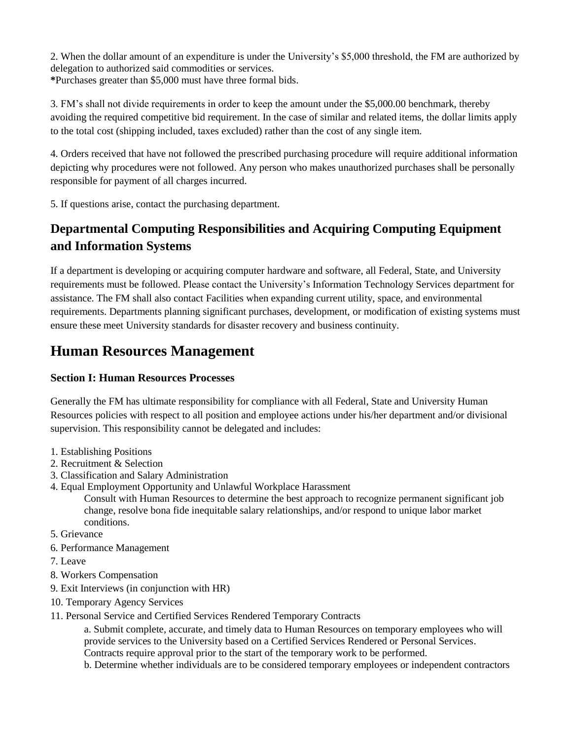2. When the dollar amount of an expenditure is under the University's $5,000 threshold, the FM are authorized by delegation to authorized said commodities or services.
**\***Purchases greater than $5,000 must have three formal bids.

3. FM's shall not divide requirements in order to keep the amount under the $5,000.00 benchmark, thereby avoiding the required competitive bid requirement. In the case of similar and related items, the dollar limits apply to the total cost (shipping included, taxes excluded) rather than the cost of any single item.

4. Orders received that have not followed the prescribed purchasing procedure will require additional information depicting why procedures were not followed. Any person who makes unauthorized purchases shall be personally responsible for payment of all charges incurred.

5. If questions arise, contact the purchasing department.

## Departmental Computing Responsibilities and Acquiring Computing Equipment and Information Systems

If a department is developing or acquiring computer hardware and software, all Federal, State, and University requirements must be followed. Please contact the University's Information Technology Services department for assistance. The FM shall also contact Facilities when expanding current utility, space, and environmental requirements. Departments planning significant purchases, development, or modification of existing systems must ensure these meet University standards for disaster recovery and business continuity.

# Human Resources Management

### Section I: Human Resources Processes

Generally the FM has ultimate responsibility for compliance with all Federal, State and University Human Resources policies with respect to all position and employee actions under his/her department and/or divisional supervision. This responsibility cannot be delegated and includes:

1. Establishing Positions
2. Recruitment & Selection
3. Classification and Salary Administration
4. Equal Employment Opportunity and Unlawful Workplace Harassment

   Consult with Human Resources to determine the best approach to recognize permanent significant job change, resolve bona fide inequitable salary relationships, and/or respond to unique labor market conditions.
5. Grievance
6. Performance Management
7. Leave
8. Workers Compensation
9. Exit Interviews (in conjunction with HR)
10. Temporary Agency Services
11. Personal Service and Certified Services Rendered Temporary Contracts

    a. Submit complete, accurate, and timely data to Human Resources on temporary employees who will provide services to the University based on a Certified Services Rendered or Personal Services. Contracts require approval prior to the start of the temporary work to be performed.

    b. Determine whether individuals are to be considered temporary employees or independent contractors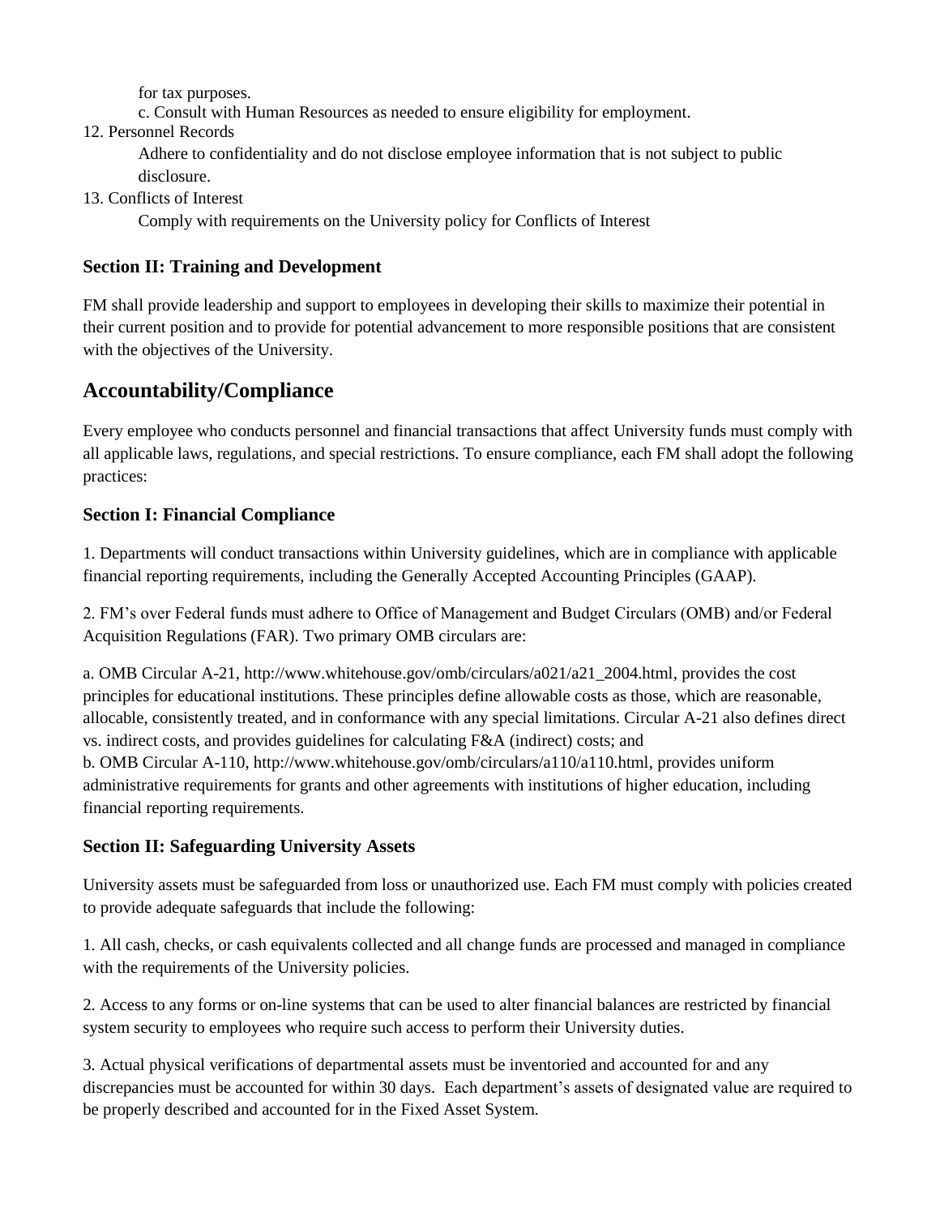for tax purposes.

c. Consult with Human Resources as needed to ensure eligibility for employment.

12. Personnel Records

    Adhere to confidentiality and do not disclose employee information that is not subject to public disclosure.

13. Conflicts of Interest

    Comply with requirements on the University policy for Conflicts of Interest

### Section II: Training and Development

FM shall provide leadership and support to employees in developing their skills to maximize their potential in their current position and to provide for potential advancement to more responsible positions that are consistent with the objectives of the University.

## Accountability/Compliance

Every employee who conducts personnel and financial transactions that affect University funds must comply with all applicable laws, regulations, and special restrictions. To ensure compliance, each FM shall adopt the following practices:

### Section I: Financial Compliance

1. Departments will conduct transactions within University guidelines, which are in compliance with applicable financial reporting requirements, including the Generally Accepted Accounting Principles (GAAP).

2. FM's over Federal funds must adhere to Office of Management and Budget Circulars (OMB) and/or Federal Acquisition Regulations (FAR). Two primary OMB circulars are:

a. OMB Circular A-21, http://www.whitehouse.gov/omb/circulars/a021/a21_2004.html, provides the cost principles for educational institutions. These principles define allowable costs as those, which are reasonable, allocable, consistently treated, and in conformance with any special limitations. Circular A-21 also defines direct vs. indirect costs, and provides guidelines for calculating F&A (indirect) costs; and

b. OMB Circular A-110, http://www.whitehouse.gov/omb/circulars/a110/a110.html, provides uniform administrative requirements for grants and other agreements with institutions of higher education, including financial reporting requirements.

### Section II: Safeguarding University Assets

University assets must be safeguarded from loss or unauthorized use. Each FM must comply with policies created to provide adequate safeguards that include the following:

1. All cash, checks, or cash equivalents collected and all change funds are processed and managed in compliance with the requirements of the University policies.

2. Access to any forms or on-line systems that can be used to alter financial balances are restricted by financial system security to employees who require such access to perform their University duties.

3. Actual physical verifications of departmental assets must be inventoried and accounted for and any discrepancies must be accounted for within 30 days. Each department's assets of designated value are required to be properly described and accounted for in the Fixed Asset System.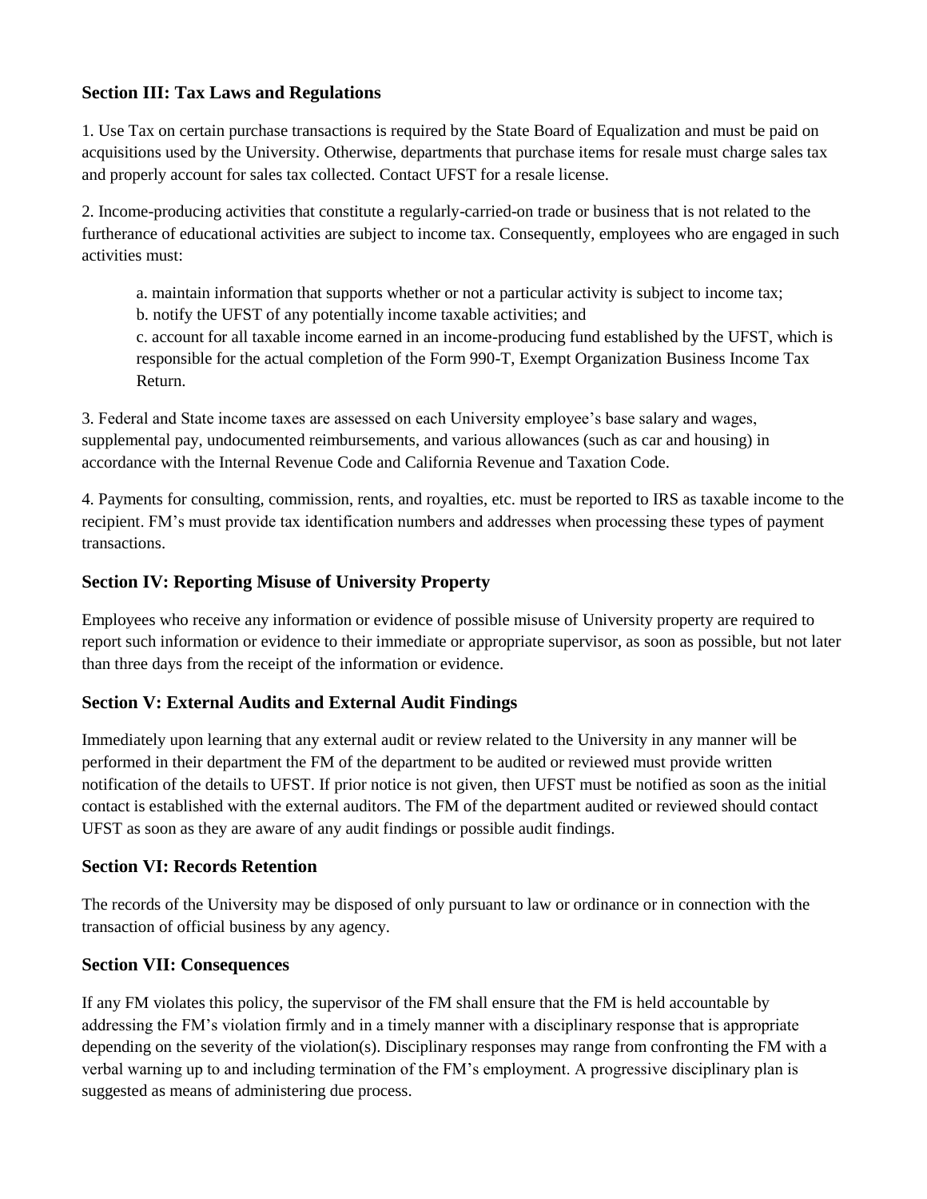### Section III: Tax Laws and Regulations

1. Use Tax on certain purchase transactions is required by the State Board of Equalization and must be paid on acquisitions used by the University. Otherwise, departments that purchase items for resale must charge sales tax and properly account for sales tax collected. Contact UFST for a resale license.

2. Income-producing activities that constitute a regularly-carried-on trade or business that is not related to the furtherance of educational activities are subject to income tax. Consequently, employees who are engaged in such activities must:

   a. maintain information that supports whether or not a particular activity is subject to income tax;
   b. notify the UFST of any potentially income taxable activities; and
   c. account for all taxable income earned in an income-producing fund established by the UFST, which is responsible for the actual completion of the Form 990-T, Exempt Organization Business Income Tax Return.

3. Federal and State income taxes are assessed on each University employee's base salary and wages, supplemental pay, undocumented reimbursements, and various allowances (such as car and housing) in accordance with the Internal Revenue Code and California Revenue and Taxation Code.

4. Payments for consulting, commission, rents, and royalties, etc. must be reported to IRS as taxable income to the recipient. FM's must provide tax identification numbers and addresses when processing these types of payment transactions.

### Section IV: Reporting Misuse of University Property

Employees who receive any information or evidence of possible misuse of University property are required to report such information or evidence to their immediate or appropriate supervisor, as soon as possible, but not later than three days from the receipt of the information or evidence.

### Section V: External Audits and External Audit Findings

Immediately upon learning that any external audit or review related to the University in any manner will be performed in their department the FM of the department to be audited or reviewed must provide written notification of the details to UFST. If prior notice is not given, then UFST must be notified as soon as the initial contact is established with the external auditors. The FM of the department audited or reviewed should contact UFST as soon as they are aware of any audit findings or possible audit findings.

### Section VI: Records Retention

The records of the University may be disposed of only pursuant to law or ordinance or in connection with the transaction of official business by any agency.

### Section VII: Consequences

If any FM violates this policy, the supervisor of the FM shall ensure that the FM is held accountable by addressing the FM's violation firmly and in a timely manner with a disciplinary response that is appropriate depending on the severity of the violation(s). Disciplinary responses may range from confronting the FM with a verbal warning up to and including termination of the FM's employment. A progressive disciplinary plan is suggested as means of administering due process.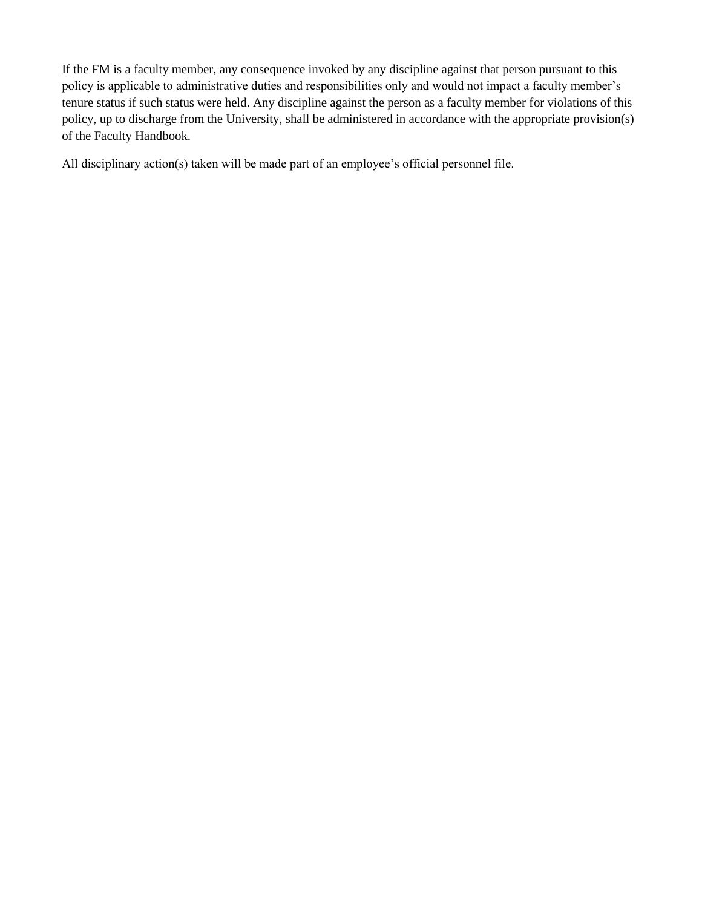If the FM is a faculty member, any consequence invoked by any discipline against that person pursuant to this policy is applicable to administrative duties and responsibilities only and would not impact a faculty member's tenure status if such status were held. Any discipline against the person as a faculty member for violations of this policy, up to discharge from the University, shall be administered in accordance with the appropriate provision(s) of the Faculty Handbook.

All disciplinary action(s) taken will be made part of an employee's official personnel file.